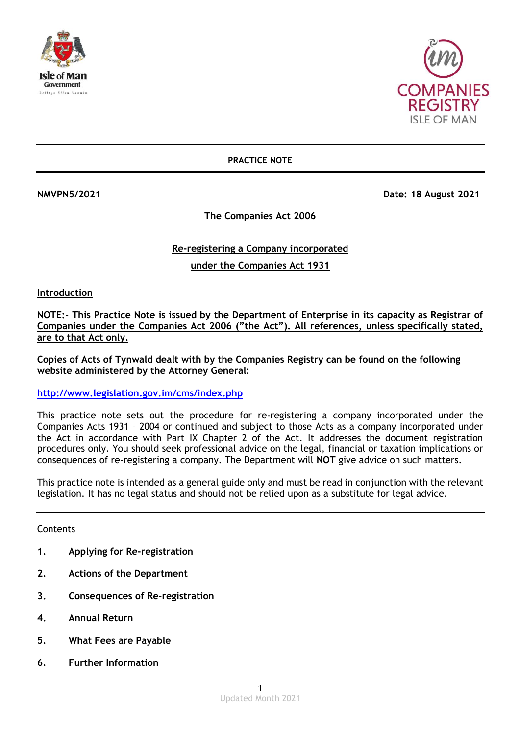**PRACTICE NOTE**

**NMVPN5/2021** **Date: 18 August 2021**

# The Companies Act 2006

## Re-registering a Company incorporated under the Companies Act 1931

### Introduction

**NOTE:- This Practice Note is issued by the Department of Enterprise in its capacity as Registrar of Companies under the Companies Act 2006 ("the Act"). All references, unless specifically stated, are to that Act only.**

**Copies of Acts of Tynwald dealt with by the Companies Registry can be found on the following website administered by the Attorney General:**

http://www.legislation.gov.im/cms/index.php

This practice note sets out the procedure for re-registering a company incorporated under the Companies Acts 1931 – 2004 or continued and subject to those Acts as a company incorporated under the Act in accordance with Part IX Chapter 2 of the Act. It addresses the document registration procedures only. You should seek professional advice on the legal, financial or taxation implications or consequences of re-registering a company. The Department will **NOT** give advice on such matters.

This practice note is intended as a general guide only and must be read in conjunction with the relevant legislation. It has no legal status and should not be relied upon as a substitute for legal advice.

---

Contents

1. **Applying for Re-registration**
2. **Actions of the Department**
3. **Consequences of Re-registration**
4. **Annual Return**
5. **What Fees are Payable**
6. **Further Information**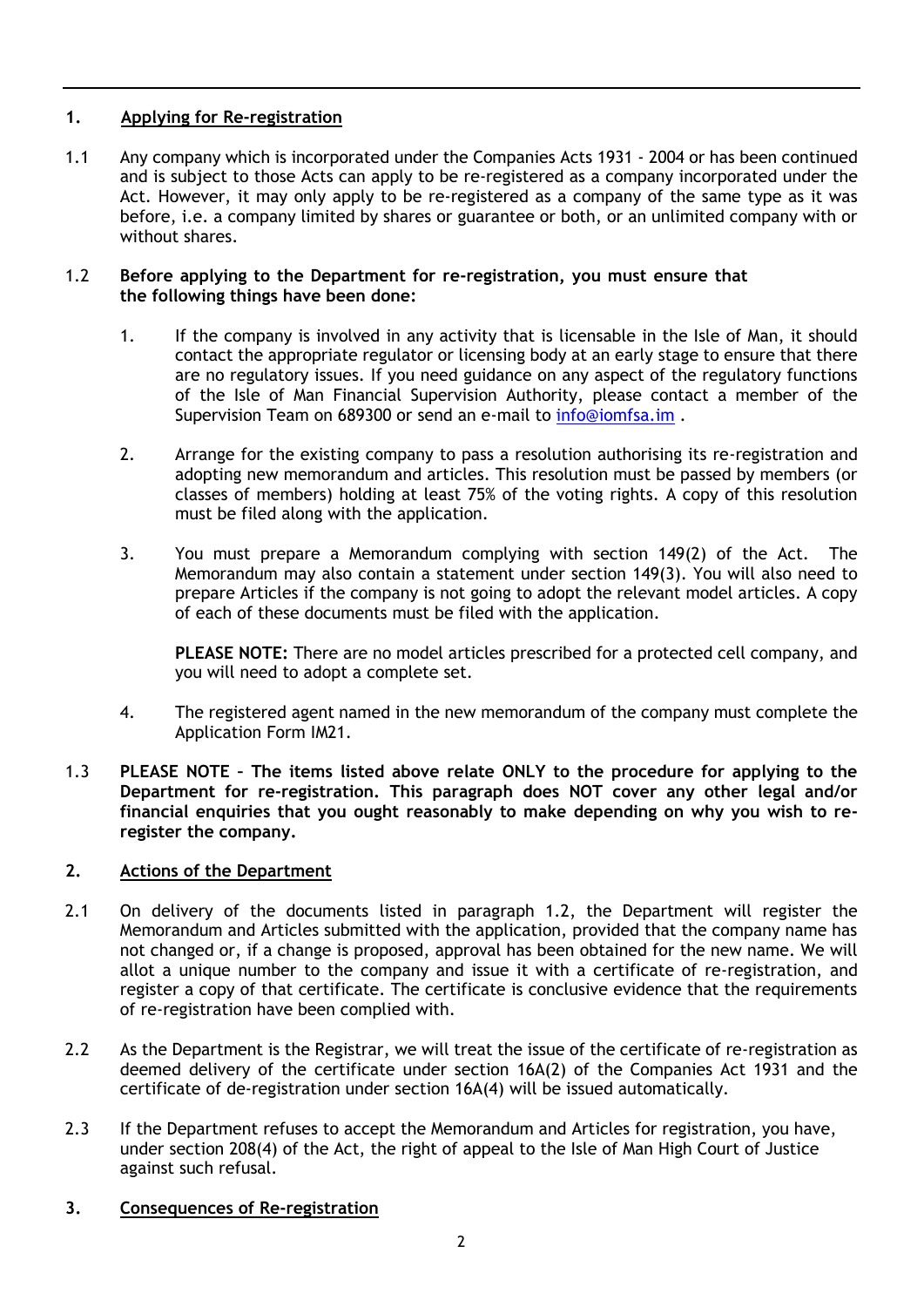## 1. Applying for Re-registration

1.1 Any company which is incorporated under the Companies Acts 1931 - 2004 or has been continued and is subject to those Acts can apply to be re-registered as a company incorporated under the Act. However, it may only apply to be re-registered as a company of the same type as it was before, i.e. a company limited by shares or guarantee or both, or an unlimited company with or without shares.

1.2 **Before applying to the Department for re-registration, you must ensure that the following things have been done:**

1. If the company is involved in any activity that is licensable in the Isle of Man, it should contact the appropriate regulator or licensing body at an early stage to ensure that there are no regulatory issues. If you need guidance on any aspect of the regulatory functions of the Isle of Man Financial Supervision Authority, please contact a member of the Supervision Team on 689300 or send an e-mail to info@iomfsa.im .

2. Arrange for the existing company to pass a resolution authorising its re-registration and adopting new memorandum and articles. This resolution must be passed by members (or classes of members) holding at least 75% of the voting rights. A copy of this resolution must be filed along with the application.

3. You must prepare a Memorandum complying with section 149(2) of the Act. The Memorandum may also contain a statement under section 149(3). You will also need to prepare Articles if the company is not going to adopt the relevant model articles. A copy of each of these documents must be filed with the application.

   **PLEASE NOTE:** There are no model articles prescribed for a protected cell company, and you will need to adopt a complete set.

4. The registered agent named in the new memorandum of the company must complete the Application Form IM21.

1.3 **PLEASE NOTE – The items listed above relate ONLY to the procedure for applying to the Department for re-registration. This paragraph does NOT cover any other legal and/or financial enquiries that you ought reasonably to make depending on why you wish to re-register the company.**

## 2. Actions of the Department

2.1 On delivery of the documents listed in paragraph 1.2, the Department will register the Memorandum and Articles submitted with the application, provided that the company name has not changed or, if a change is proposed, approval has been obtained for the new name. We will allot a unique number to the company and issue it with a certificate of re-registration, and register a copy of that certificate. The certificate is conclusive evidence that the requirements of re-registration have been complied with.

2.2 As the Department is the Registrar, we will treat the issue of the certificate of re-registration as deemed delivery of the certificate under section 16A(2) of the Companies Act 1931 and the certificate of de-registration under section 16A(4) will be issued automatically.

2.3 If the Department refuses to accept the Memorandum and Articles for registration, you have, under section 208(4) of the Act, the right of appeal to the Isle of Man High Court of Justice against such refusal.

## 3. Consequences of Re-registration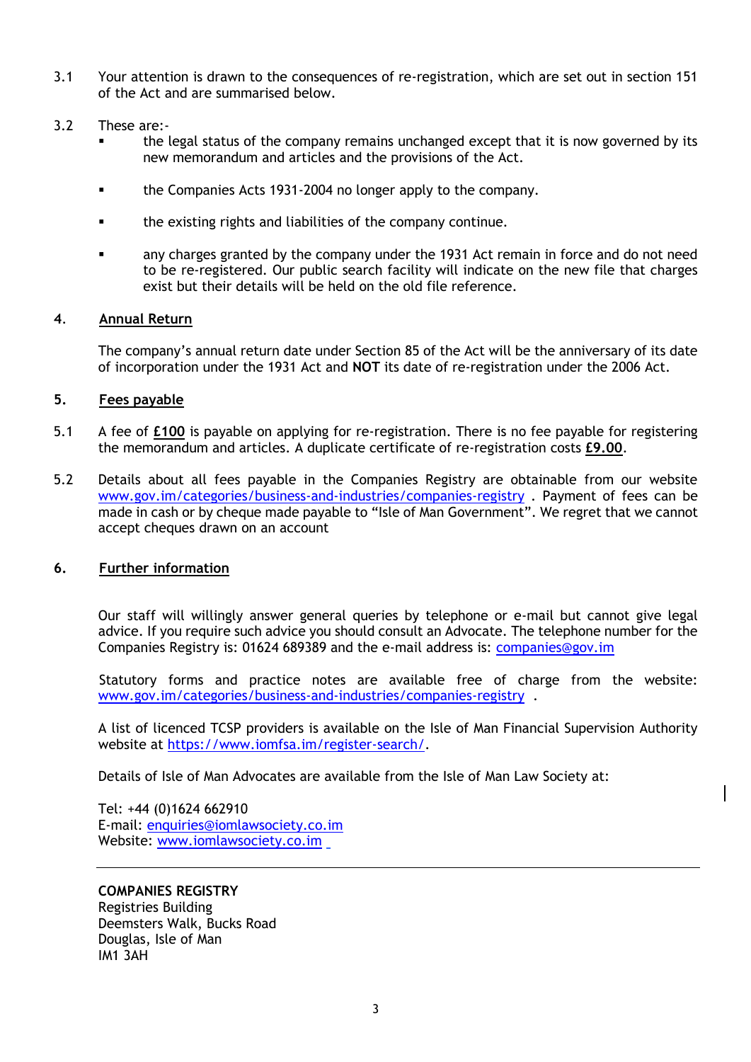3.1 Your attention is drawn to the consequences of re-registration, which are set out in section 151 of the Act and are summarised below.

3.2 These are:-

- the legal status of the company remains unchanged except that it is now governed by its new memorandum and articles and the provisions of the Act.
- the Companies Acts 1931-2004 no longer apply to the company.
- the existing rights and liabilities of the company continue.
- any charges granted by the company under the 1931 Act remain in force and do not need to be re-registered. Our public search facility will indicate on the new file that charges exist but their details will be held on the old file reference.

## 4. Annual Return

The company's annual return date under Section 85 of the Act will be the anniversary of its date of incorporation under the 1931 Act and **NOT** its date of re-registration under the 2006 Act.

## 5. Fees payable

5.1 A fee of **£100** is payable on applying for re-registration. There is no fee payable for registering the memorandum and articles. A duplicate certificate of re-registration costs **£9.00**.

5.2 Details about all fees payable in the Companies Registry are obtainable from our website www.gov.im/categories/business-and-industries/companies-registry . Payment of fees can be made in cash or by cheque made payable to "Isle of Man Government". We regret that we cannot accept cheques drawn on an account

## 6. Further information

Our staff will willingly answer general queries by telephone or e-mail but cannot give legal advice. If you require such advice you should consult an Advocate. The telephone number for the Companies Registry is: 01624 689389 and the e-mail address is: companies@gov.im

Statutory forms and practice notes are available free of charge from the website: www.gov.im/categories/business-and-industries/companies-registry .

A list of licenced TCSP providers is available on the Isle of Man Financial Supervision Authority website at https://www.iomfsa.im/register-search/.

Details of Isle of Man Advocates are available from the Isle of Man Law Society at:

Tel: +44 (0)1624 662910
E-mail: enquiries@iomlawsociety.co.im
Website: www.iomlawsociety.co.im

---

**COMPANIES REGISTRY**
Registries Building
Deemsters Walk, Bucks Road
Douglas, Isle of Man
IM1 3AH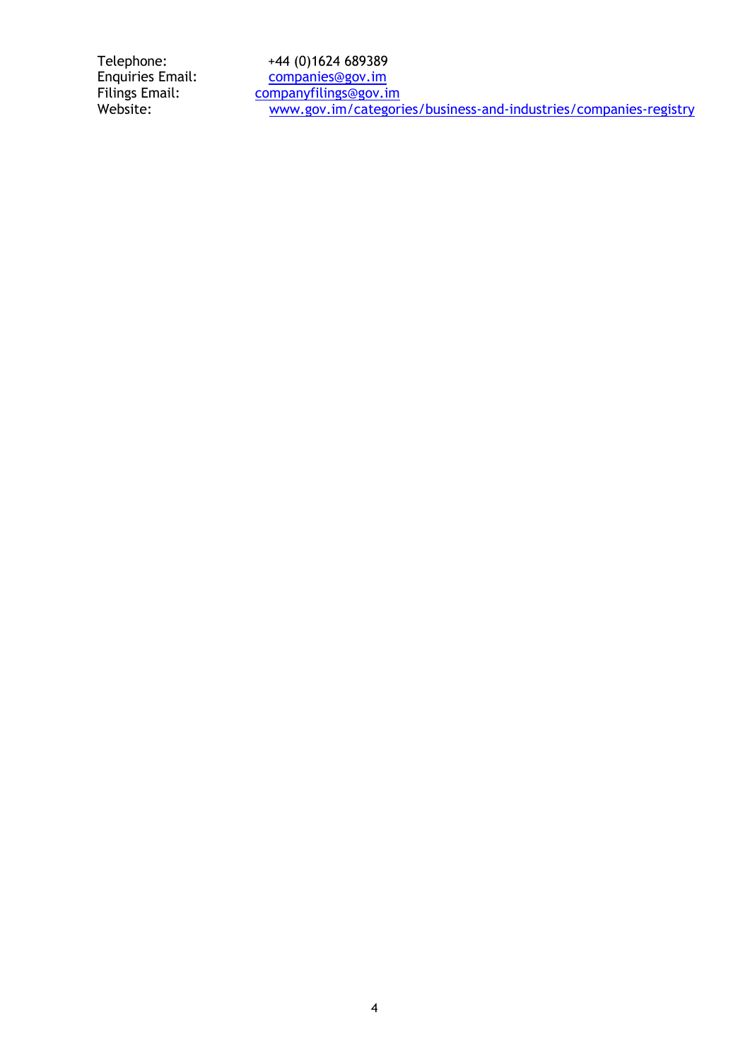| | |
|---|---|
| Telephone: | +44 (0)1624 689389 |
| Enquiries Email: | companies@gov.im |
| Filings Email: | companyfilings@gov.im |
| Website: | www.gov.im/categories/business-and-industries/companies-registry |